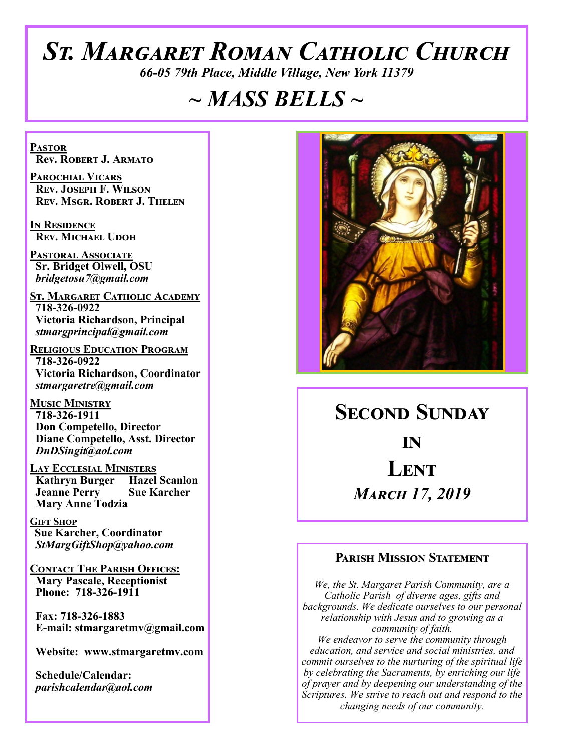# ST. MARGARET ROMAN CATHOLIC CHURCH

*66-05 79th Place, Middle Village, New York 11379*

# *~ MASS BELLS ~*

**PASTOR**
**Rev. Robert J. Armato**

**PAROCHIAL VICARS**
**Rev. Joseph F. Wilson**
**Rev. Msgr. Robert J. Thelen**

**IN RESIDENCE**
**Rev. Michael Udoh**

**PASTORAL ASSOCIATE**
**Sr. Bridget Olwell, OSU**
*bridgetosu7@gmail.com*

**ST. MARGARET CATHOLIC ACADEMY**
**718-326-0922**
**Victoria Richardson, Principal**
*stmargprincipal@gmail.com*

**RELIGIOUS EDUCATION PROGRAM**
**718-326-0922**
**Victoria Richardson, Coordinator**
*stmargaretre@gmail.com*

**MUSIC MINISTRY**
**718-326-1911**
**Don Competello, Director**
**Diane Competello, Asst. Director**
*DnDSingit@aol.com*

**LAY ECCLESIAL MINISTERS**
**Kathryn Burger** **Hazel Scanlon**
**Jeanne Perry** **Sue Karcher**
**Mary Anne Todzia**

**GIFT SHOP**
**Sue Karcher, Coordinator**
*StMargGiftShop@yahoo.com*

**CONTACT THE PARISH OFFICES:**
**Mary Pascale, Receptionist**
**Phone: 718-326-1911**

**Fax: 718-326-1883**
**E-mail: stmargaretmv@gmail.com**

**Website: www.stmargaretmv.com**

**Schedule/Calendar:**
*parishcalendar@aol.com*

## SECOND SUNDAY IN LENT

### *MARCH 17, 2019*

### PARISH MISSION STATEMENT

*We, the St. Margaret Parish Community, are a Catholic Parish of diverse ages, gifts and backgrounds. We dedicate ourselves to our personal relationship with Jesus and to growing as a community of faith.*
*We endeavor to serve the community through education, and service and social ministries, and commit ourselves to the nurturing of the spiritual life by celebrating the Sacraments, by enriching our life of prayer and by deepening our understanding of the Scriptures. We strive to reach out and respond to the changing needs of our community.*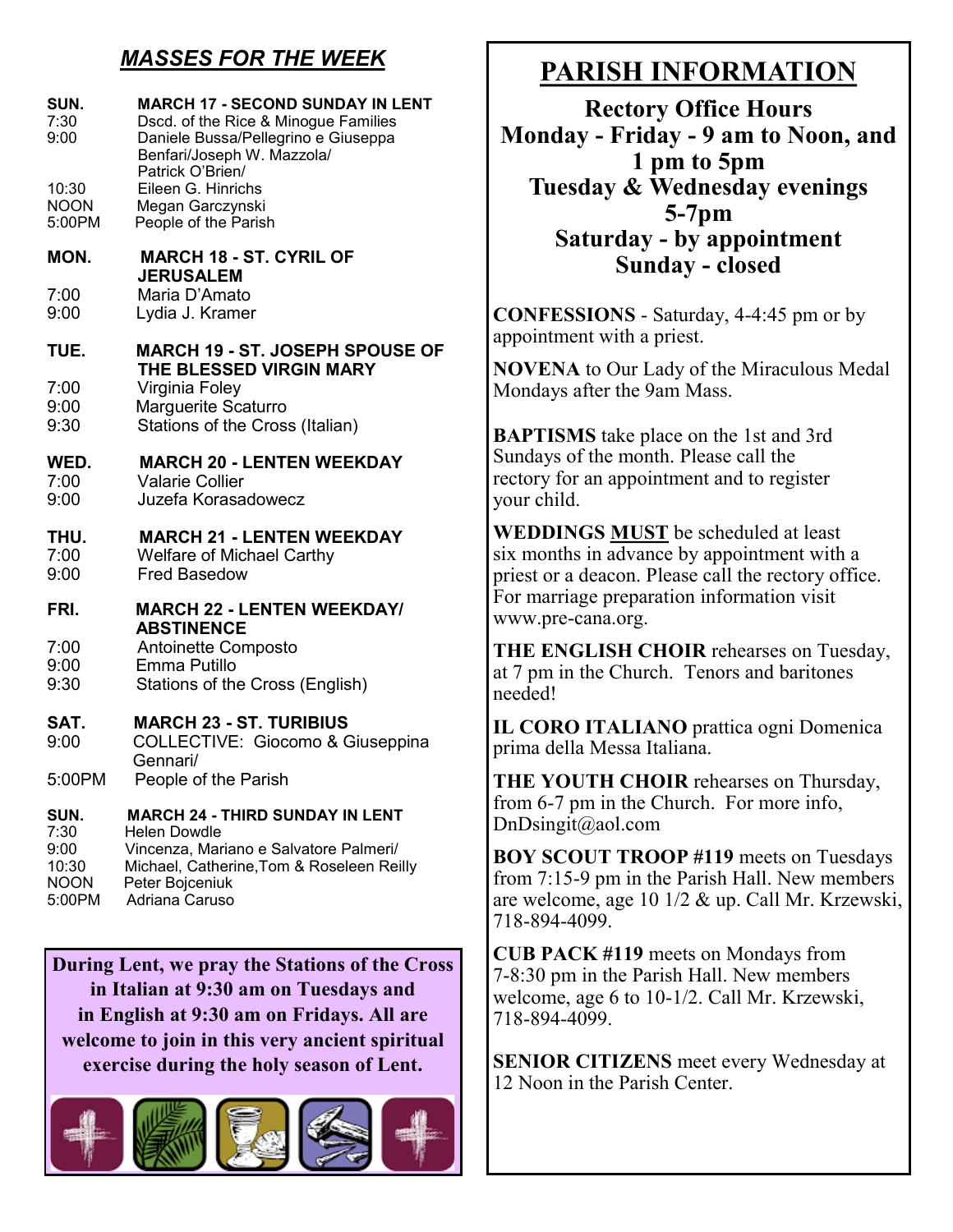## *MASSES FOR THE WEEK*

**SUN. — MARCH 17 - SECOND SUNDAY IN LENT**
- 7:30 — Dscd. of the Rice & Minogue Families
- 9:00 — Daniele Bussa/Pellegrino e Giuseppa Benfari/Joseph W. Mazzola/ Patrick O'Brien/
- 10:30 — Eileen G. Hinrichs
- NOON — Megan Garczynski
- 5:00PM — People of the Parish

**MON. — MARCH 18 - ST. CYRIL OF JERUSALEM**
- 7:00 — Maria D'Amato
- 9:00 — Lydia J. Kramer

**TUE. — MARCH 19 - ST. JOSEPH SPOUSE OF THE BLESSED VIRGIN MARY**
- 7:00 — Virginia Foley
- 9:00 — Marguerite Scaturro
- 9:30 — Stations of the Cross (Italian)

**WED. — MARCH 20 - LENTEN WEEKDAY**
- 7:00 — Valarie Collier
- 9:00 — Juzefa Korasadowecz

**THU. — MARCH 21 - LENTEN WEEKDAY**
- 7:00 — Welfare of Michael Carthy
- 9:00 — Fred Basedow

**FRI. — MARCH 22 - LENTEN WEEKDAY/ ABSTINENCE**
- 7:00 — Antoinette Composto
- 9:00 — Emma Putillo
- 9:30 — Stations of the Cross (English)

**SAT. — MARCH 23 - ST. TURIBIUS**
- 9:00 — COLLECTIVE: Giocomo & Giuseppina Gennari/
- 5:00PM — People of the Parish

**SUN. — MARCH 24 - THIRD SUNDAY IN LENT**
- 7:30 — Helen Dowdle
- 9:00 — Vincenza, Mariano e Salvatore Palmeri/
- 10:30 — Michael, Catherine,Tom & Roseleen Reilly
- NOON — Peter Bojceniuk
- 5:00PM — Adriana Caruso

**During Lent, we pray the Stations of the Cross in Italian at 9:30 am on Tuesdays and in English at 9:30 am on Fridays. All are welcome to join in this very ancient spiritual exercise during the holy season of Lent.**

## PARISH INFORMATION

**Rectory Office Hours**
**Monday - Friday - 9 am to Noon, and 1 pm to 5pm**
**Tuesday & Wednesday evenings 5-7pm**
**Saturday - by appointment**
**Sunday - closed**

**CONFESSIONS** - Saturday, 4-4:45 pm or by appointment with a priest.

**NOVENA** to Our Lady of the Miraculous Medal Mondays after the 9am Mass.

**BAPTISMS** take place on the 1st and 3rd Sundays of the month. Please call the rectory for an appointment and to register your child.

**WEDDINGS MUST** be scheduled at least six months in advance by appointment with a priest or a deacon. Please call the rectory office. For marriage preparation information visit www.pre-cana.org.

**THE ENGLISH CHOIR** rehearses on Tuesday, at 7 pm in the Church. Tenors and baritones needed!

**IL CORO ITALIANO** prattica ogni Domenica prima della Messa Italiana.

**THE YOUTH CHOIR** rehearses on Thursday, from 6-7 pm in the Church. For more info, DnDsingit@aol.com

**BOY SCOUT TROOP #119** meets on Tuesdays from 7:15-9 pm in the Parish Hall. New members are welcome, age 10 1/2 & up. Call Mr. Krzewski, 718-894-4099.

**CUB PACK #119** meets on Mondays from 7-8:30 pm in the Parish Hall. New members welcome, age 6 to 10-1/2. Call Mr. Krzewski, 718-894-4099.

**SENIOR CITIZENS** meet every Wednesday at 12 Noon in the Parish Center.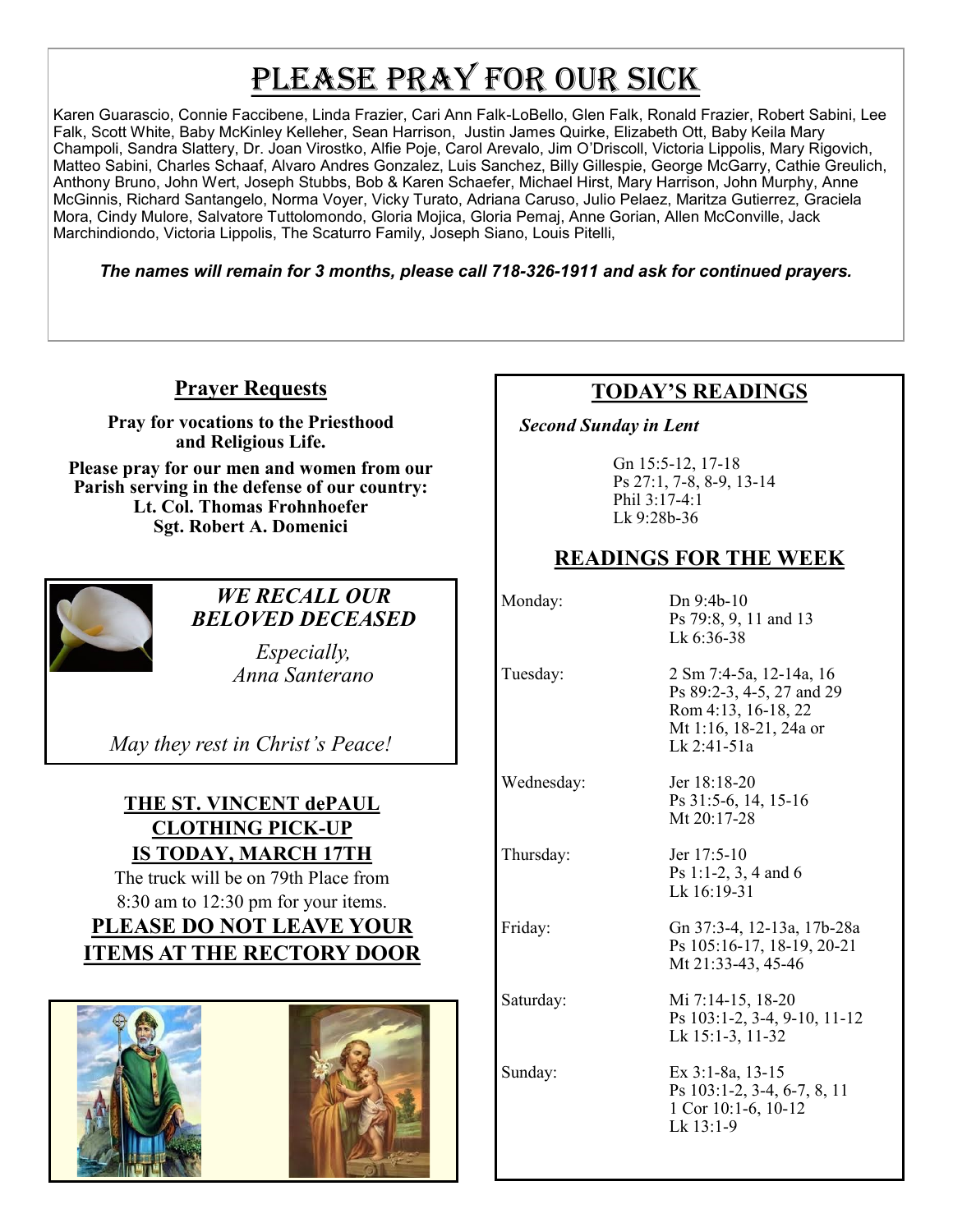# PLEASE PRAY FOR OUR SICK

Karen Guarascio, Connie Faccibene, Linda Frazier, Cari Ann Falk-LoBello, Glen Falk, Ronald Frazier, Robert Sabini, Lee Falk, Scott White, Baby McKinley Kelleher, Sean Harrison, Justin James Quirke, Elizabeth Ott, Baby Keila Mary Champoli, Sandra Slattery, Dr. Joan Virostko, Alfie Poje, Carol Arevalo, Jim O'Driscoll, Victoria Lippolis, Mary Rigovich, Matteo Sabini, Charles Schaaf, Alvaro Andres Gonzalez, Luis Sanchez, Billy Gillespie, George McGarry, Cathie Greulich, Anthony Bruno, John Wert, Joseph Stubbs, Bob & Karen Schaefer, Michael Hirst, Mary Harrison, John Murphy, Anne McGinnis, Richard Santangelo, Norma Voyer, Vicky Turato, Adriana Caruso, Julio Pelaez, Maritza Gutierrez, Graciela Mora, Cindy Mulore, Salvatore Tuttolomondo, Gloria Mojica, Gloria Pemaj, Anne Gorian, Allen McConville, Jack Marchindiondo, Victoria Lippolis, The Scaturro Family, Joseph Siano, Louis Pitelli,

***The names will remain for 3 months, please call 718-326-1911 and ask for continued prayers.***

## Prayer Requests

**Pray for vocations to the Priesthood and Religious Life.**

**Please pray for our men and women from our Parish serving in the defense of our country:**
**Lt. Col. Thomas Frohnhoefer**
**Sgt. Robert A. Domenici**

***WE RECALL OUR BELOVED DECEASED***

*Especially,*
*Anna Santerano*

*May they rest in Christ's Peace!*

**THE ST. VINCENT dePAUL CLOTHING PICK-UP IS TODAY, MARCH 17TH**

The truck will be on 79th Place from 8:30 am to 12:30 pm for your items.

**PLEASE DO NOT LEAVE YOUR ITEMS AT THE RECTORY DOOR**

## TODAY'S READINGS

***Second Sunday in Lent***

Gn 15:5-12, 17-18
Ps 27:1, 7-8, 8-9, 13-14
Phil 3:17-4:1
Lk 9:28b-36

## READINGS FOR THE WEEK

| | |
|---|---|
| Monday: | Dn 9:4b-10<br>Ps 79:8, 9, 11 and 13<br>Lk 6:36-38 |
| Tuesday: | 2 Sm 7:4-5a, 12-14a, 16<br>Ps 89:2-3, 4-5, 27 and 29<br>Rom 4:13, 16-18, 22<br>Mt 1:16, 18-21, 24a or<br>Lk 2:41-51a |
| Wednesday: | Jer 18:18-20<br>Ps 31:5-6, 14, 15-16<br>Mt 20:17-28 |
| Thursday: | Jer 17:5-10<br>Ps 1:1-2, 3, 4 and 6<br>Lk 16:19-31 |
| Friday: | Gn 37:3-4, 12-13a, 17b-28a<br>Ps 105:16-17, 18-19, 20-21<br>Mt 21:33-43, 45-46 |
| Saturday: | Mi 7:14-15, 18-20<br>Ps 103:1-2, 3-4, 9-10, 11-12<br>Lk 15:1-3, 11-32 |
| Sunday: | Ex 3:1-8a, 13-15<br>Ps 103:1-2, 3-4, 6-7, 8, 11<br>1 Cor 10:1-6, 10-12<br>Lk 13:1-9 |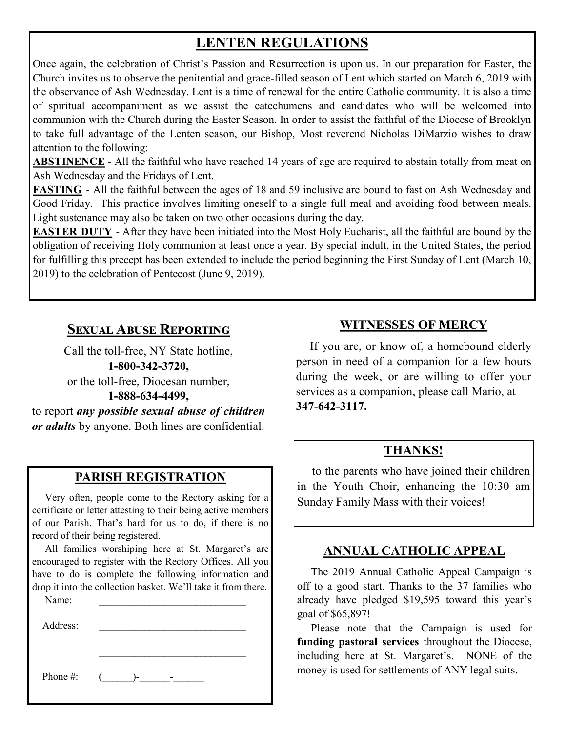## LENTEN REGULATIONS

Once again, the celebration of Christ's Passion and Resurrection is upon us. In our preparation for Easter, the Church invites us to observe the penitential and grace-filled season of Lent which started on March 6, 2019 with the observance of Ash Wednesday. Lent is a time of renewal for the entire Catholic community. It is also a time of spiritual accompaniment as we assist the catechumens and candidates who will be welcomed into communion with the Church during the Easter Season. In order to assist the faithful of the Diocese of Brooklyn to take full advantage of the Lenten season, our Bishop, Most reverend Nicholas DiMarzio wishes to draw attention to the following:

**ABSTINENCE** - All the faithful who have reached 14 years of age are required to abstain totally from meat on Ash Wednesday and the Fridays of Lent.

**FASTING** - All the faithful between the ages of 18 and 59 inclusive are bound to fast on Ash Wednesday and Good Friday. This practice involves limiting oneself to a single full meal and avoiding food between meals. Light sustenance may also be taken on two other occasions during the day.

**EASTER DUTY** - After they have been initiated into the Most Holy Eucharist, all the faithful are bound by the obligation of receiving Holy communion at least once a year. By special indult, in the United States, the period for fulfilling this precept has been extended to include the period beginning the First Sunday of Lent (March 10, 2019) to the celebration of Pentecost (June 9, 2019).

## Sexual Abuse Reporting

Call the toll-free, NY State hotline,
**1-800-342-3720,**
or the toll-free, Diocesan number,
**1-888-634-4499,**
to report ***any possible sexual abuse of children or adults*** by anyone. Both lines are confidential.

## PARISH REGISTRATION

Very often, people come to the Rectory asking for a certificate or letter attesting to their being active members of our Parish. That's hard for us to do, if there is no record of their being registered.

All families worshiping here at St. Margaret's are encouraged to register with the Rectory Offices. All you have to do is complete the following information and drop it into the collection basket. We'll take it from there.

Name: ______________________________

Address: ______________________________

______________________________

Phone #: (______)-______-______

## WITNESSES OF MERCY

If you are, or know of, a homebound elderly person in need of a companion for a few hours during the week, or are willing to offer your services as a companion, please call Mario, at **347-642-3117.**

## THANKS!

to the parents who have joined their children in the Youth Choir, enhancing the 10:30 am Sunday Family Mass with their voices!

## ANNUAL CATHOLIC APPEAL

The 2019 Annual Catholic Appeal Campaign is off to a good start. Thanks to the 37 families who already have pledged $19,595 toward this year's goal of $65,897!

Please note that the Campaign is used for **funding pastoral services** throughout the Diocese, including here at St. Margaret's. NONE of the money is used for settlements of ANY legal suits.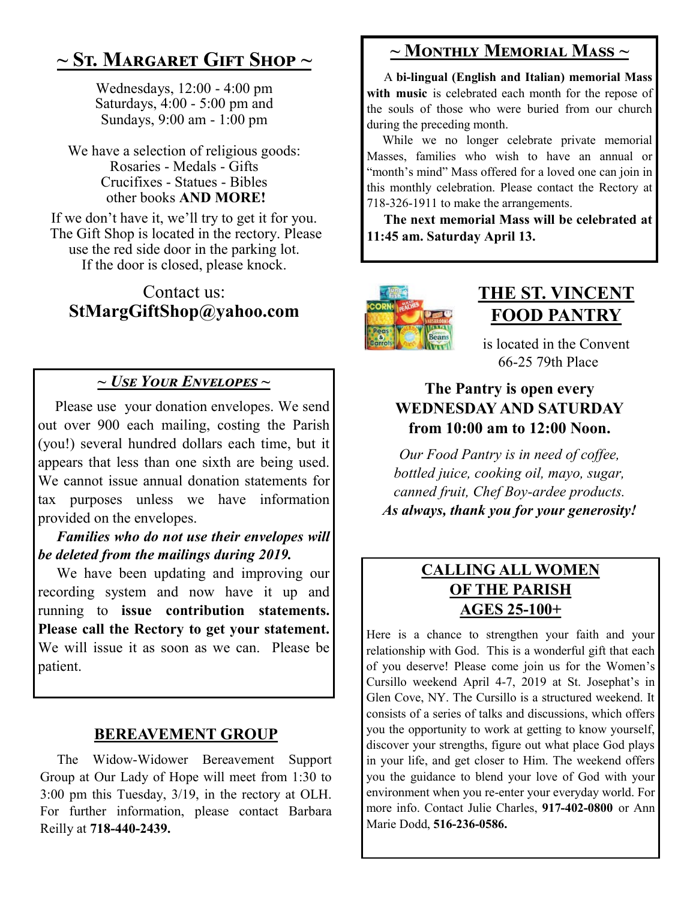## ~ St. Margaret Gift Shop ~

Wednesdays, 12:00 - 4:00 pm
Saturdays, 4:00 - 5:00 pm and
Sundays, 9:00 am - 1:00 pm

We have a selection of religious goods:
Rosaries - Medals - Gifts
Crucifixes - Statues - Bibles
other books **AND MORE!**

If we don't have it, we'll try to get it for you. The Gift Shop is located in the rectory. Please use the red side door in the parking lot. If the door is closed, please knock.

Contact us:
**StMargGiftShop@yahoo.com**

## ~ *Use Your Envelopes* ~

Please use your donation envelopes. We send out over 900 each mailing, costing the Parish (you!) several hundred dollars each time, but it appears that less than one sixth are being used. We cannot issue annual donation statements for tax purposes unless we have information provided on the envelopes.

***Families who do not use their envelopes will be deleted from the mailings during 2019.***

We have been updating and improving our recording system and now have it up and running to **issue contribution statements. Please call the Rectory to get your statement.** We will issue it as soon as we can. Please be patient.

## BEREAVEMENT GROUP

The Widow-Widower Bereavement Support Group at Our Lady of Hope will meet from 1:30 to 3:00 pm this Tuesday, 3/19, in the rectory at OLH. For further information, please contact Barbara Reilly at **718-440-2439.**

## ~ Monthly Memorial Mass ~

A **bi-lingual (English and Italian) memorial Mass with music** is celebrated each month for the repose of the souls of those who were buried from our church during the preceding month.

While we no longer celebrate private memorial Masses, families who wish to have an annual or "month's mind" Mass offered for a loved one can join in this monthly celebration. Please contact the Rectory at 718-326-1911 to make the arrangements.

**The next memorial Mass will be celebrated at 11:45 am. Saturday April 13.**

## THE ST. VINCENT FOOD PANTRY

is located in the Convent
66-25 79th Place

**The Pantry is open every WEDNESDAY AND SATURDAY from 10:00 am to 12:00 Noon.**

*Our Food Pantry is in need of coffee, bottled juice, cooking oil, mayo, sugar, canned fruit, Chef Boy-ardee products.*
***As always, thank you for your generosity!***

## CALLING ALL WOMEN OF THE PARISH AGES 25-100+

Here is a chance to strengthen your faith and your relationship with God. This is a wonderful gift that each of you deserve! Please come join us for the Women's Cursillo weekend April 4-7, 2019 at St. Josephat's in Glen Cove, NY. The Cursillo is a structured weekend. It consists of a series of talks and discussions, which offers you the opportunity to work at getting to know yourself, discover your strengths, figure out what place God plays in your life, and get closer to Him. The weekend offers you the guidance to blend your love of God with your environment when you re-enter your everyday world. For more info. Contact Julie Charles, **917-402-0800** or Ann Marie Dodd, **516-236-0586.**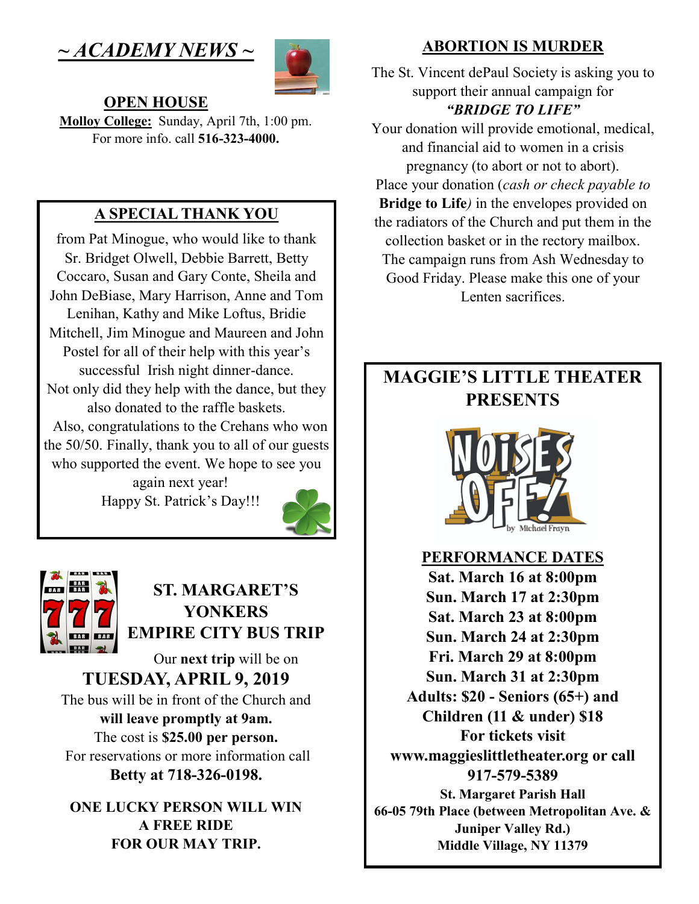## ~ *ACADEMY NEWS* ~

**OPEN HOUSE**

**Molloy College:** Sunday, April 7th, 1:00 pm.
For more info. call **516-323-4000.**

### A SPECIAL THANK YOU

from Pat Minogue, who would like to thank Sr. Bridget Olwell, Debbie Barrett, Betty Coccaro, Susan and Gary Conte, Sheila and John DeBiase, Mary Harrison, Anne and Tom Lenihan, Kathy and Mike Loftus, Bridie Mitchell, Jim Minogue and Maureen and John Postel for all of their help with this year's successful Irish night dinner-dance. Not only did they help with the dance, but they also donated to the raffle baskets. Also, congratulations to the Crehans who won the 50/50. Finally, thank you to all of our guests who supported the event. We hope to see you again next year!
Happy St. Patrick's Day!!!

### ST. MARGARET'S YONKERS EMPIRE CITY BUS TRIP

Our **next trip** will be on

**TUESDAY, APRIL 9, 2019**

The bus will be in front of the Church and **will leave promptly at 9am.**
The cost is **$25.00 per person.**
For reservations or more information call
**Betty at 718-326-0198.**

**ONE LUCKY PERSON WILL WIN A FREE RIDE FOR OUR MAY TRIP.**

### ABORTION IS MURDER

The St. Vincent dePaul Society is asking you to support their annual campaign for
***"BRIDGE TO LIFE"***
Your donation will provide emotional, medical, and financial aid to women in a crisis pregnancy (to abort or not to abort). Place your donation (*cash or check payable to* **Bridge to Life**) in the envelopes provided on the radiators of the Church and put them in the collection basket or in the rectory mailbox. The campaign runs from Ash Wednesday to Good Friday. Please make this one of your Lenten sacrifices.

### MAGGIE'S LITTLE THEATER PRESENTS

NOISES OFF!
by Michael Frayn

**PERFORMANCE DATES**

**Sat. March 16 at 8:00pm**
**Sun. March 17 at 2:30pm**
**Sat. March 23 at 8:00pm**
**Sun. March 24 at 2:30pm**
**Fri. March 29 at 8:00pm**
**Sun. March 31 at 2:30pm**

**Adults: $20 - Seniors (65+) and Children (11 & under) $18**
**For tickets visit www.maggieslittletheater.org or call 917-579-5389**

**St. Margaret Parish Hall**
**66-05 79th Place (between Metropolitan Ave. & Juniper Valley Rd.)**
**Middle Village, NY 11379**